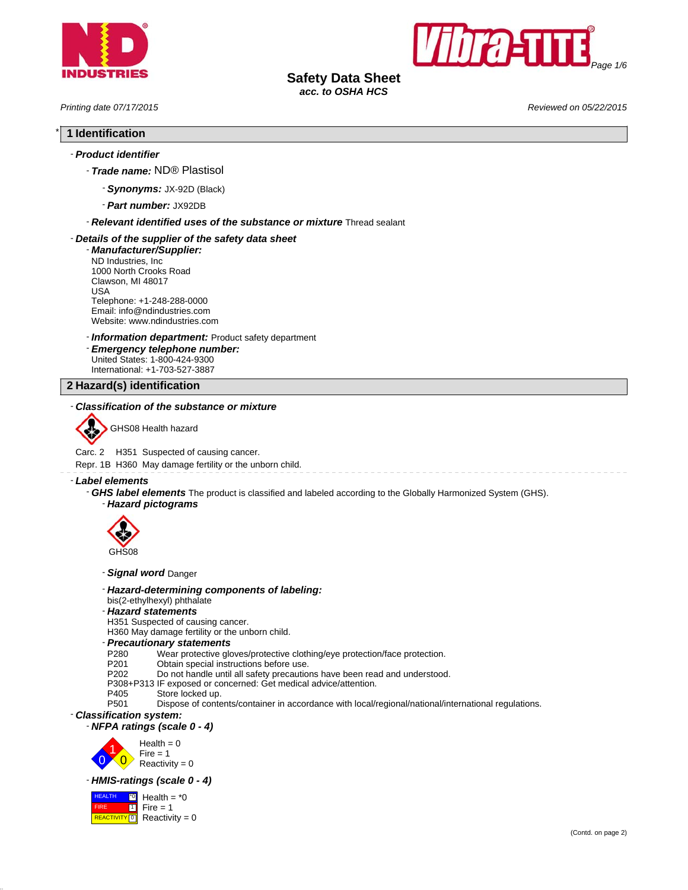# Safety Data Sheet

*acc. to OSHA HCS*

*Printing date 07/17/2015* *Reviewed on 05/22/2015*

## * 1 Identification

- ***Product identifier***
  - ***Trade name:*** ND® Plastisol
    - ***Synonyms:*** JX-92D (Black)
    - ***Part number:*** JX92DB
  - ***Relevant identified uses of the substance or mixture*** Thread sealant
- ***Details of the supplier of the safety data sheet***
  - ***Manufacturer/Supplier:***
    ND Industries, Inc
    1000 North Crooks Road
    Clawson, MI 48017
    USA
    Telephone: +1-248-288-0000
    Email: info@ndindustries.com
    Website: www.ndindustries.com
  - ***Information department:*** Product safety department
  - ***Emergency telephone number:***
    United States: 1-800-424-9300
    International: +1-703-527-3887

## 2 Hazard(s) identification

- ***Classification of the substance or mixture***

GHS08 Health hazard

Carc. 2 H351 Suspected of causing cancer.
Repr. 1B H360 May damage fertility or the unborn child.

- ***Label elements***
  - ***GHS label elements*** The product is classified and labeled according to the Globally Harmonized System (GHS).
    - ***Hazard pictograms***

      GHS08

    - ***Signal word*** Danger
    - ***Hazard-determining components of labeling:***
      bis(2-ethylhexyl) phthalate
    - ***Hazard statements***
      H351 Suspected of causing cancer.
      H360 May damage fertility or the unborn child.
    - ***Precautionary statements***

| | |
|---|---|
| P280 | Wear protective gloves/protective clothing/eye protection/face protection. |
| P201 | Obtain special instructions before use. |
| P202 | Do not handle until all safety precautions have been read and understood. |
| P308+P313 | IF exposed or concerned: Get medical advice/attention. |
| P405 | Store locked up. |
| P501 | Dispose of contents/container in accordance with local/regional/national/international regulations. |

- ***Classification system:***
  - ***NFPA ratings (scale 0 - 4)***

    Health = 0
    Fire = 1
    Reactivity = 0

  - ***HMIS-ratings (scale 0 - 4)***

| | | |
|---|---|---|
| HEALTH | *0 | Health = *0 |
| FIRE | 1 | Fire = 1 |
| REACTIVITY | 0 | Reactivity = 0 |

(Contd. on page 2)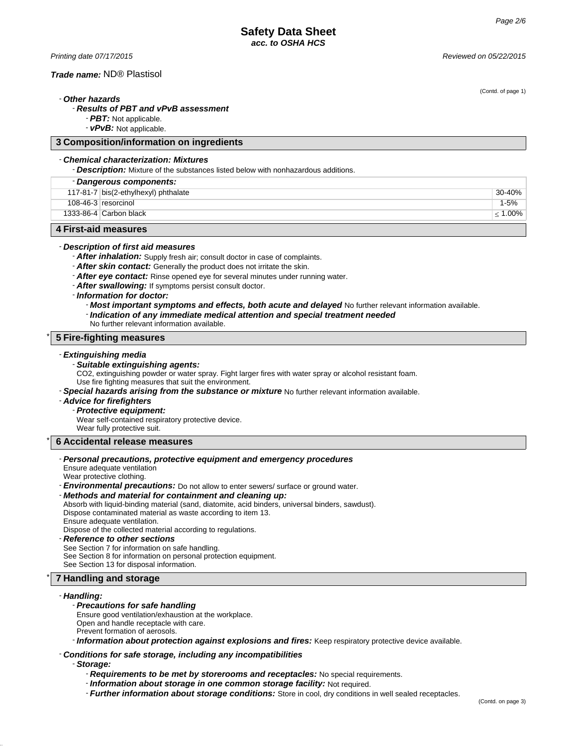- ***Other hazards***
  - ***Results of PBT and vPvB assessment***
    - ***PBT:*** Not applicable.
    - ***vPvB:*** Not applicable.

## 3 Composition/information on ingredients

- ***Chemical characterization: Mixtures***
  - ***Description:*** Mixture of the substances listed below with nonhazardous additions.

| - ***Dangerous components:*** | | |
|---|---|---|
| 117-81-7 | bis(2-ethylhexyl) phthalate | 30-40% |
| 108-46-3 | resorcinol | 1-5% |
| 1333-86-4 | Carbon black | ≤ 1.00% |

## 4 First-aid measures

- ***Description of first aid measures***
  - ***After inhalation:*** Supply fresh air; consult doctor in case of complaints.
  - ***After skin contact:*** Generally the product does not irritate the skin.
  - ***After eye contact:*** Rinse opened eye for several minutes under running water.
  - ***After swallowing:*** If symptoms persist consult doctor.
  - ***Information for doctor:***
    - ***Most important symptoms and effects, both acute and delayed*** No further relevant information available.
    - ***Indication of any immediate medical attention and special treatment needed***
      No further relevant information available.

## * 5 Fire-fighting measures

- ***Extinguishing media***
  - ***Suitable extinguishing agents:***
    $CO_2$, extinguishing powder or water spray. Fight larger fires with water spray or alcohol resistant foam.
    Use fire fighting measures that suit the environment.
- ***Special hazards arising from the substance or mixture*** No further relevant information available.
- ***Advice for firefighters***
  - ***Protective equipment:***
    Wear self-contained respiratory protective device.
    Wear fully protective suit.

## * 6 Accidental release measures

- ***Personal precautions, protective equipment and emergency procedures***
  Ensure adequate ventilation
  Wear protective clothing.
- ***Environmental precautions:*** Do not allow to enter sewers/ surface or ground water.
- ***Methods and material for containment and cleaning up:***
  Absorb with liquid-binding material (sand, diatomite, acid binders, universal binders, sawdust).
  Dispose contaminated material as waste according to item 13.
  Ensure adequate ventilation.
  Dispose of the collected material according to regulations.
- ***Reference to other sections***
  See Section 7 for information on safe handling.
  See Section 8 for information on personal protection equipment.
  See Section 13 for disposal information.

## * 7 Handling and storage

- ***Handling:***
  - ***Precautions for safe handling***
    Ensure good ventilation/exhaustion at the workplace.
    Open and handle receptacle with care.
    Prevent formation of aerosols.
  - ***Information about protection against explosions and fires:*** Keep respiratory protective device available.
- ***Conditions for safe storage, including any incompatibilities***
  - ***Storage:***
    - ***Requirements to be met by storerooms and receptacles:*** No special requirements.
    - ***Information about storage in one common storage facility:*** Not required.
    - ***Further information about storage conditions:*** Store in cool, dry conditions in well sealed receptacles.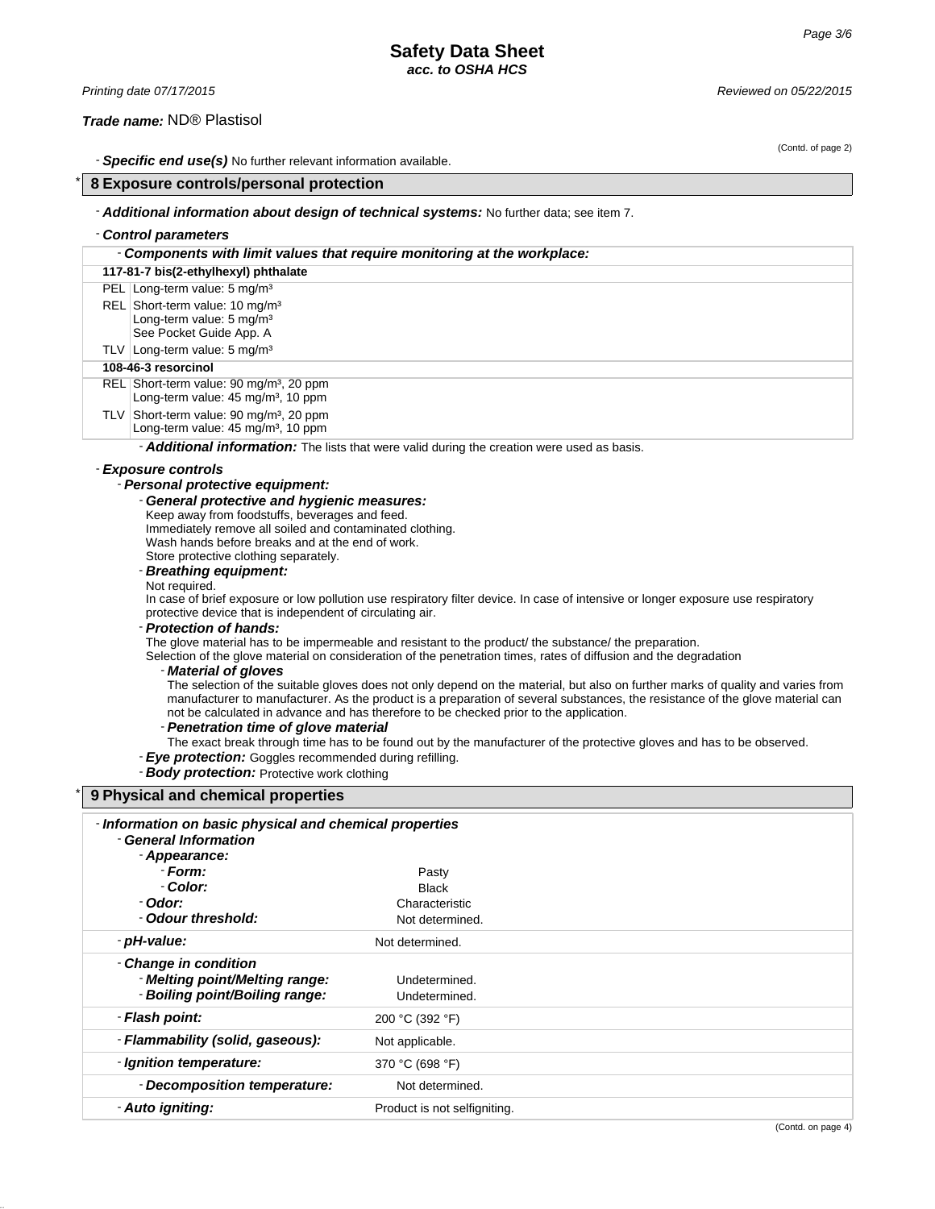**Trade name:** ND® Plastisol

(Contd. of page 2)

- **Specific end use(s)** No further relevant information available.

## * 8 Exposure controls/personal protection

- **Additional information about design of technical systems:** No further data; see item 7.

- **Control parameters**

| - **Components with limit values that require monitoring at the workplace:** | |
|---|---|
| **117-81-7 bis(2-ethylhexyl) phthalate** | |
| PEL | Long-term value: 5 mg/m³ |
| REL | Short-term value: 10 mg/m³<br>Long-term value: 5 mg/m³<br>See Pocket Guide App. A |
| TLV | Long-term value: 5 mg/m³ |
| **108-46-3 resorcinol** | |
| REL | Short-term value: 90 mg/m³, 20 ppm<br>Long-term value: 45 mg/m³, 10 ppm |
| TLV | Short-term value: 90 mg/m³, 20 ppm<br>Long-term value: 45 mg/m³, 10 ppm |

- **Additional information:** The lists that were valid during the creation were used as basis.

- **Exposure controls**
  - **Personal protective equipment:**
    - **General protective and hygienic measures:**
      Keep away from foodstuffs, beverages and feed.
      Immediately remove all soiled and contaminated clothing.
      Wash hands before breaks and at the end of work.
      Store protective clothing separately.
    - **Breathing equipment:**
      Not required.
      In case of brief exposure or low pollution use respiratory filter device. In case of intensive or longer exposure use respiratory protective device that is independent of circulating air.
    - **Protection of hands:**
      The glove material has to be impermeable and resistant to the product/ the substance/ the preparation.
      Selection of the glove material on consideration of the penetration times, rates of diffusion and the degradation
      - **Material of gloves**
        The selection of the suitable gloves does not only depend on the material, but also on further marks of quality and varies from manufacturer to manufacturer. As the product is a preparation of several substances, the resistance of the glove material can not be calculated in advance and has therefore to be checked prior to the application.
      - **Penetration time of glove material**
        The exact break through time has to be found out by the manufacturer of the protective gloves and has to be observed.
    - **Eye protection:** Goggles recommended during refilling.
    - **Body protection:** Protective work clothing

## * 9 Physical and chemical properties

| - **Information on basic physical and chemical properties** | |
|---|---|
| - **General Information** | |
| - **Appearance:** | |
| - **Form:** | Pasty |
| - **Color:** | Black |
| - **Odor:** | Characteristic |
| - **Odour threshold:** | Not determined. |
| - **pH-value:** | Not determined. |
| - **Change in condition** | |
| - **Melting point/Melting range:** | Undetermined. |
| - **Boiling point/Boiling range:** | Undetermined. |
| - **Flash point:** | 200 °C (392 °F) |
| - **Flammability (solid, gaseous):** | Not applicable. |
| - **Ignition temperature:** | 370 °C (698 °F) |
| - **Decomposition temperature:** | Not determined. |
| - **Auto igniting:** | Product is not selfigniting. |

(Contd. on page 4)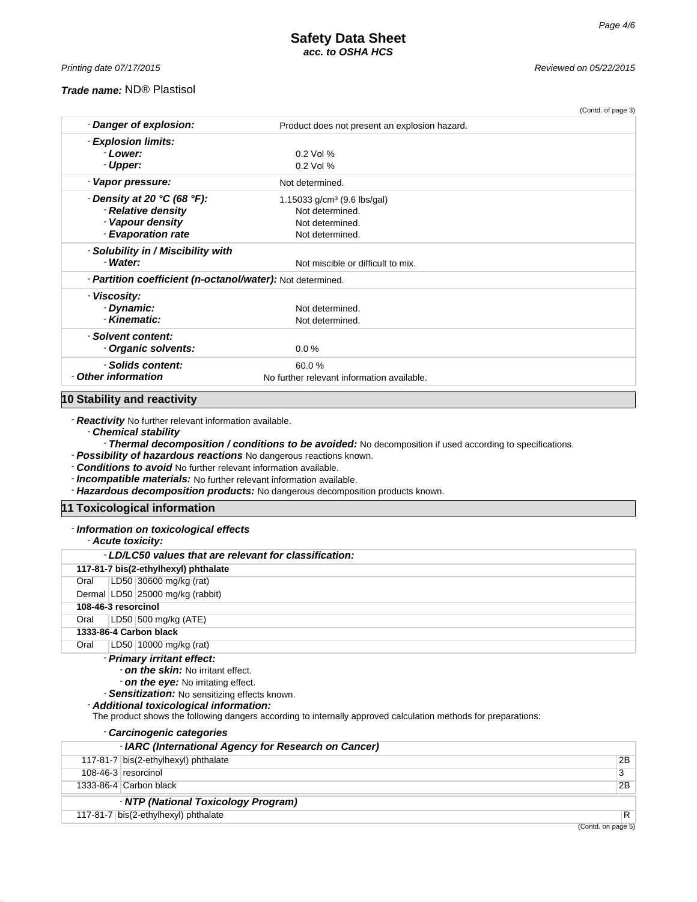(Contd. of page 3)

| | |
|---|---|
| - ***Danger of explosion:*** | Product does not present an explosion hazard. |
| - ***Explosion limits:*** | |
| - ***Lower:*** | 0.2 Vol % |
| - ***Upper:*** | 0.2 Vol % |
| - ***Vapor pressure:*** | Not determined. |
| - ***Density at 20 °C (68 °F):*** | 1.15033 g/cm³ (9.6 lbs/gal) |
| - ***Relative density*** | Not determined. |
| - ***Vapour density*** | Not determined. |
| - ***Evaporation rate*** | Not determined. |
| - ***Solubility in / Miscibility with*** | |
| - ***Water:*** | Not miscible or difficult to mix. |
| - ***Partition coefficient (n-octanol/water):*** | Not determined. |
| - ***Viscosity:*** | |
| - ***Dynamic:*** | Not determined. |
| - ***Kinematic:*** | Not determined. |
| - ***Solvent content:*** | |
| - ***Organic solvents:*** | 0.0 % |
| - ***Solids content:*** | 60.0 % |
| - ***Other information*** | No further relevant information available. |

## 10 Stability and reactivity

- ***Reactivity*** No further relevant information available.
- ***Chemical stability***
  - ***Thermal decomposition / conditions to be avoided:*** No decomposition if used according to specifications.
- ***Possibility of hazardous reactions*** No dangerous reactions known.
- ***Conditions to avoid*** No further relevant information available.
- ***Incompatible materials:*** No further relevant information available.
- ***Hazardous decomposition products:*** No dangerous decomposition products known.

## 11 Toxicological information

- ***Information on toxicological effects***
- ***Acute toxicity:***

| - ***LD/LC50 values that are relevant for classification:*** | | |
|---|---|---|
| **117-81-7 bis(2-ethylhexyl) phthalate** | | |
| Oral | LD50 | 30600 mg/kg (rat) |
| Dermal | LD50 | 25000 mg/kg (rabbit) |
| **108-46-3 resorcinol** | | |
| Oral | LD50 | 500 mg/kg (ATE) |
| **1333-86-4 Carbon black** | | |
| Oral | LD50 | 10000 mg/kg (rat) |

- ***Primary irritant effect:***
  - ***on the skin:*** No irritant effect.
  - ***on the eye:*** No irritating effect.
- ***Sensitization:*** No sensitizing effects known.
- ***Additional toxicological information:***
  The product shows the following dangers according to internally approved calculation methods for preparations:
- ***Carcinogenic categories***

| - ***IARC (International Agency for Research on Cancer)*** | | |
|---|---|---|
| 117-81-7 | bis(2-ethylhexyl) phthalate | 2B |
| 108-46-3 | resorcinol | 3 |
| 1333-86-4 | Carbon black | 2B |

| - ***NTP (National Toxicology Program)*** | | |
|---|---|---|
| 117-81-7 | bis(2-ethylhexyl) phthalate | R |

(Contd. on page 5)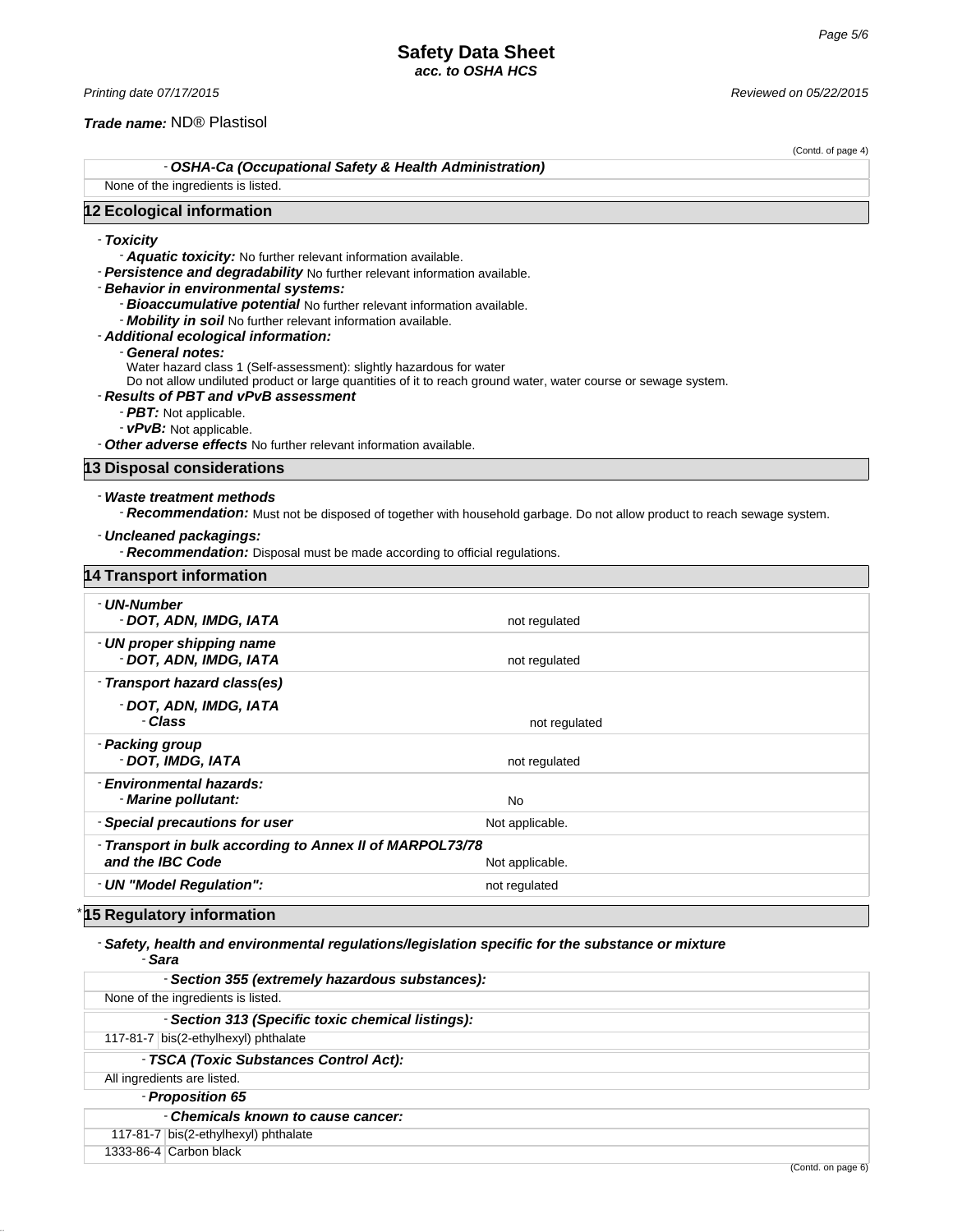(Contd. of page 4)

| - **OSHA-Ca (Occupational Safety & Health Administration)** |
|---|
| None of the ingredients is listed. |

## 12 Ecological information

- ***Toxicity***
  - ***Aquatic toxicity:*** No further relevant information available.
- ***Persistence and degradability*** No further relevant information available.
- ***Behavior in environmental systems:***
  - ***Bioaccumulative potential*** No further relevant information available.
  - ***Mobility in soil*** No further relevant information available.
- ***Additional ecological information:***
  - ***General notes:***
    Water hazard class 1 (Self-assessment): slightly hazardous for water
    Do not allow undiluted product or large quantities of it to reach ground water, water course or sewage system.
- ***Results of PBT and vPvB assessment***
  - ***PBT:*** Not applicable.
  - ***vPvB:*** Not applicable.
- ***Other adverse effects*** No further relevant information available.

## 13 Disposal considerations

- ***Waste treatment methods***
  - ***Recommendation:*** Must not be disposed of together with household garbage. Do not allow product to reach sewage system.
- ***Uncleaned packagings:***
  - ***Recommendation:*** Disposal must be made according to official regulations.

## 14 Transport information

| | |
|---|---|
| - ***UN-Number*** <br> - ***DOT, ADN, IMDG, IATA*** | not regulated |
| - ***UN proper shipping name*** <br> - ***DOT, ADN, IMDG, IATA*** | not regulated |
| - ***Transport hazard class(es)*** <br> - ***DOT, ADN, IMDG, IATA*** <br> - ***Class*** | not regulated |
| - ***Packing group*** <br> - ***DOT, IMDG, IATA*** | not regulated |
| - ***Environmental hazards:*** <br> - ***Marine pollutant:*** | No |
| - ***Special precautions for user*** | Not applicable. |
| - ***Transport in bulk according to Annex II of MARPOL73/78 and the IBC Code*** | Not applicable. |
| - ***UN "Model Regulation":*** | not regulated |

## * 15 Regulatory information

- ***Safety, health and environmental regulations/legislation specific for the substance or mixture***
  - ***Sara***

| - **Section 355 (extremely hazardous substances):** | |
|---|---|
| None of the ingredients is listed. | |

| - **Section 313 (Specific toxic chemical listings):** | |
|---|---|
| 117-81-7 | bis(2-ethylhexyl) phthalate |

| - **TSCA (Toxic Substances Control Act):** |
|---|
| All ingredients are listed. |

- ***Proposition 65***

| - **Chemicals known to cause cancer:** | |
|---|---|
| 117-81-7 | bis(2-ethylhexyl) phthalate |
| 1333-86-4 | Carbon black |

(Contd. on page 6)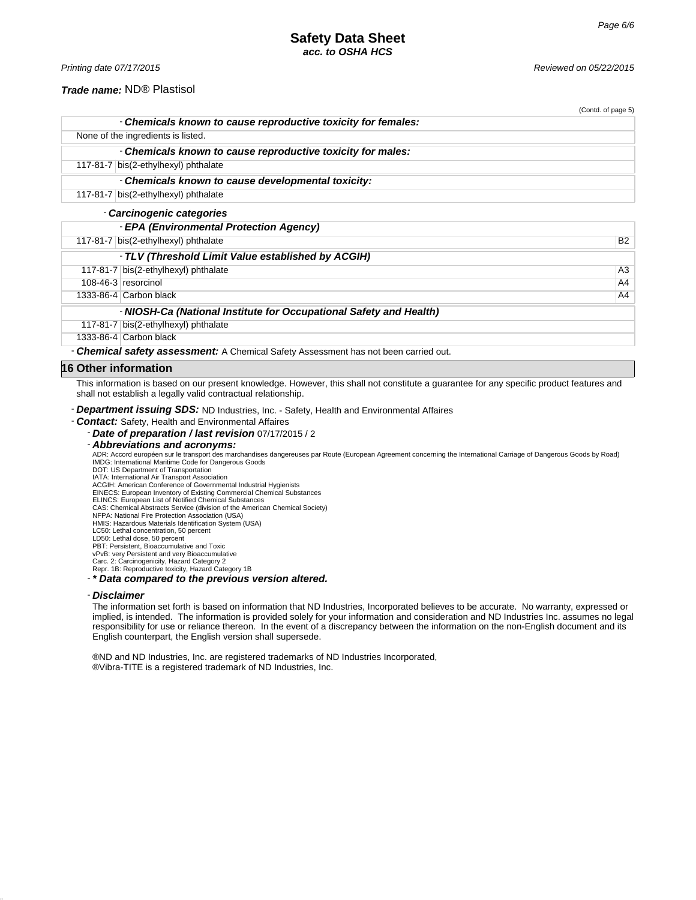(Contd. of page 5)

| | | |
|---|---|---|
| **- *Chemicals known to cause reproductive toxicity for females:*** | | |
| None of the ingredients is listed. | | |
| **- *Chemicals known to cause reproductive toxicity for males:*** | | |
| 117-81-7 | bis(2-ethylhexyl) phthalate | |
| **- *Chemicals known to cause developmental toxicity:*** | | |
| 117-81-7 | bis(2-ethylhexyl) phthalate | |

**- *Carcinogenic categories***

| | | |
|---|---|---|
| **- *EPA (Environmental Protection Agency)*** | | |
| 117-81-7 | bis(2-ethylhexyl) phthalate | B2 |
| **- *TLV (Threshold Limit Value established by ACGIH)*** | | |
| 117-81-7 | bis(2-ethylhexyl) phthalate | A3 |
| 108-46-3 | resorcinol | A4 |
| 1333-86-4 | Carbon black | A4 |
| **- *NIOSH-Ca (National Institute for Occupational Safety and Health)*** | | |
| 117-81-7 | bis(2-ethylhexyl) phthalate | |
| 1333-86-4 | Carbon black | |

- ***Chemical safety assessment:*** A Chemical Safety Assessment has not been carried out.

## 16 Other information

This information is based on our present knowledge. However, this shall not constitute a guarantee for any specific product features and shall not establish a legally valid contractual relationship.

- ***Department issuing SDS:*** ND Industries, Inc. - Safety, Health and Environmental Affaires
- ***Contact:*** Safety, Health and Environmental Affaires
  - ***Date of preparation / last revision*** 07/17/2015 / 2
  - ***Abbreviations and acronyms:***
    ADR: Accord européen sur le transport des marchandises dangereuses par Route (European Agreement concerning the International Carriage of Dangerous Goods by Road)
    IMDG: International Maritime Code for Dangerous Goods
    DOT: US Department of Transportation
    IATA: International Air Transport Association
    ACGIH: American Conference of Governmental Industrial Hygienists
    EINECS: European Inventory of Existing Commercial Chemical Substances
    ELINCS: European List of Notified Chemical Substances
    CAS: Chemical Abstracts Service (division of the American Chemical Society)
    NFPA: National Fire Protection Association (USA)
    HMIS: Hazardous Materials Identification System (USA)
    LC50: Lethal concentration, 50 percent
    LD50: Lethal dose, 50 percent
    PBT: Persistent, Bioaccumulative and Toxic
    vPvB: very Persistent and very Bioaccumulative
    Carc. 2: Carcinogenicity, Hazard Category 2
    Repr. 1B: Reproductive toxicity, Hazard Category 1B
  - ***\* Data compared to the previous version altered.***
  - ***Disclaimer***
    The information set forth is based on information that ND Industries, Incorporated believes to be accurate. No warranty, expressed or implied, is intended. The information is provided solely for your information and consideration and ND Industries Inc. assumes no legal responsibility for use or reliance thereon. In the event of a discrepancy between the information on the non-English document and its English counterpart, the English version shall supersede.

    ®ND and ND Industries, Inc. are registered trademarks of ND Industries Incorporated,
    ®Vibra-TITE is a registered trademark of ND Industries, Inc.